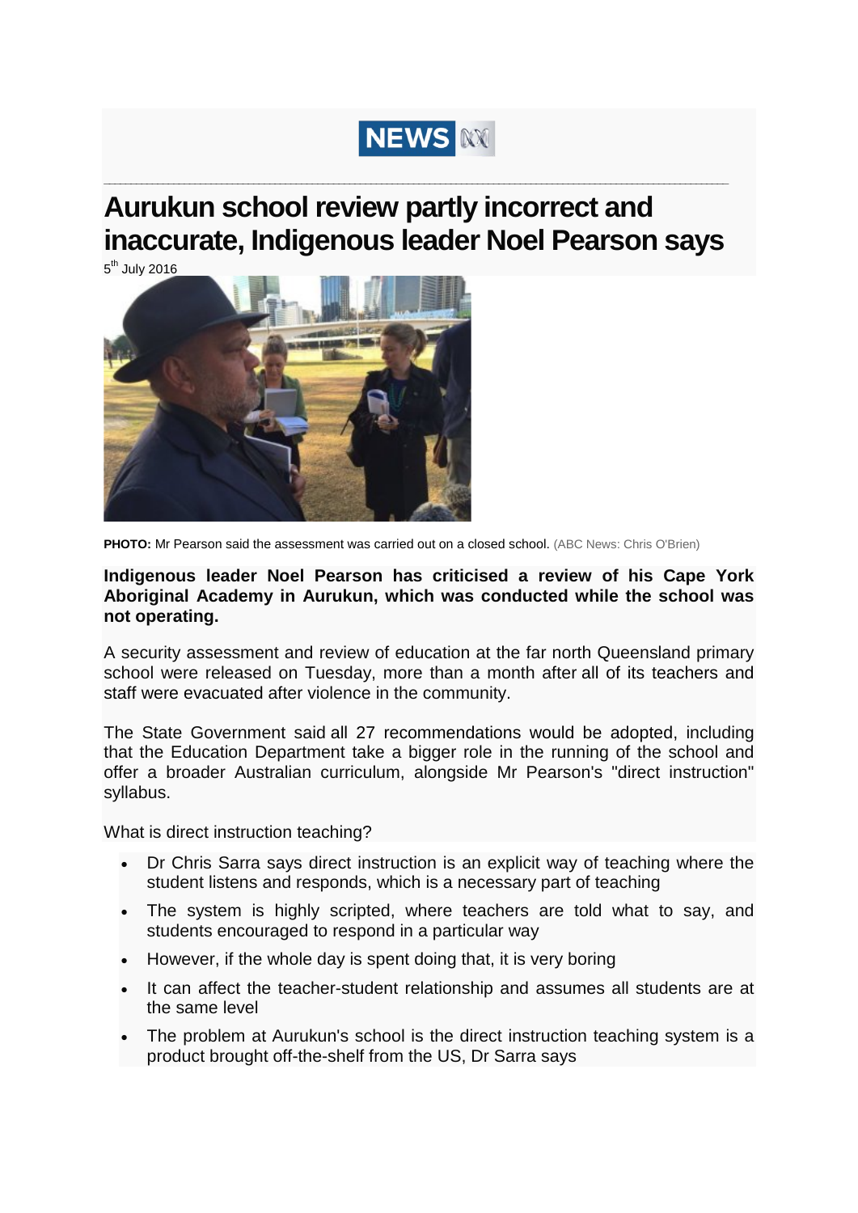NEWS

# Aurukun school review partly incorrect and inaccurate, Indigenous leader Noel Pearson says

5th July 2016

**PHOTO:** Mr Pearson said the assessment was carried out on a closed school. (ABC News: Chris O'Brien)

**Indigenous leader Noel Pearson has criticised a review of his Cape York Aboriginal Academy in Aurukun, which was conducted while the school was not operating.**

A security assessment and review of education at the far north Queensland primary school were released on Tuesday, more than a month after all of its teachers and staff were evacuated after violence in the community.

The State Government said all 27 recommendations would be adopted, including that the Education Department take a bigger role in the running of the school and offer a broader Australian curriculum, alongside Mr Pearson's "direct instruction" syllabus.

What is direct instruction teaching?

- Dr Chris Sarra says direct instruction is an explicit way of teaching where the student listens and responds, which is a necessary part of teaching
- The system is highly scripted, where teachers are told what to say, and students encouraged to respond in a particular way
- However, if the whole day is spent doing that, it is very boring
- It can affect the teacher-student relationship and assumes all students are at the same level
- The problem at Aurukun's school is the direct instruction teaching system is a product brought off-the-shelf from the US, Dr Sarra says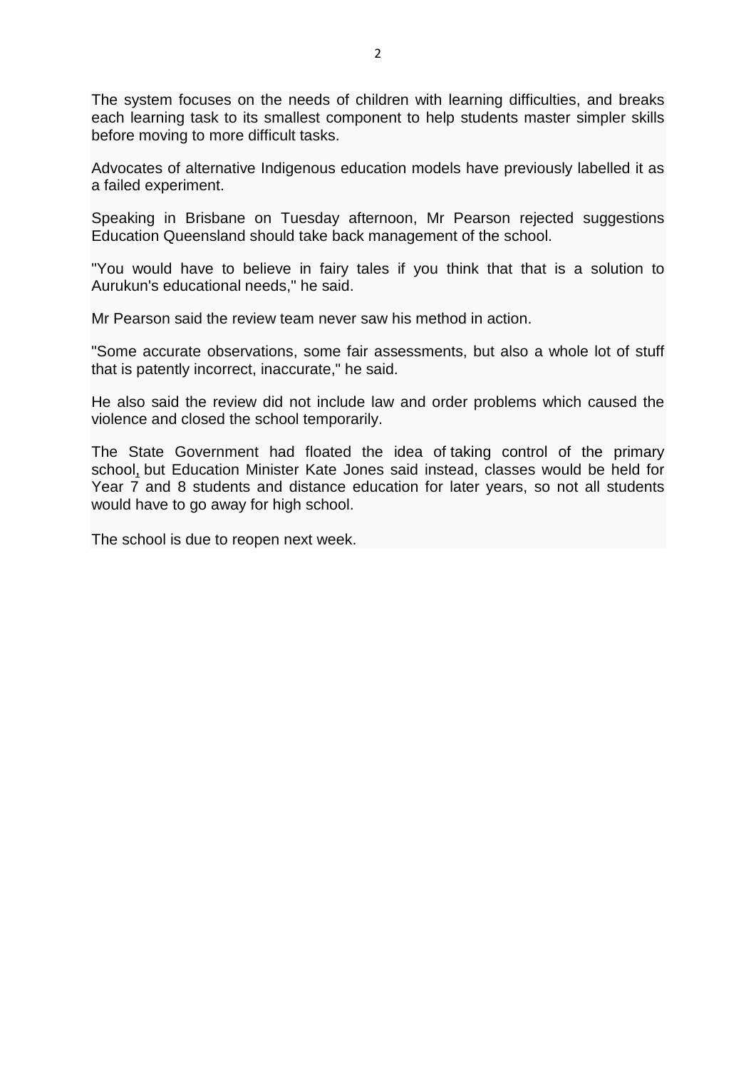The system focuses on the needs of children with learning difficulties, and breaks each learning task to its smallest component to help students master simpler skills before moving to more difficult tasks.

Advocates of alternative Indigenous education models have previously labelled it as a failed experiment.

Speaking in Brisbane on Tuesday afternoon, Mr Pearson rejected suggestions Education Queensland should take back management of the school.

"You would have to believe in fairy tales if you think that that is a solution to Aurukun's educational needs," he said.

Mr Pearson said the review team never saw his method in action.

"Some accurate observations, some fair assessments, but also a whole lot of stuff that is patently incorrect, inaccurate," he said.

He also said the review did not include law and order problems which caused the violence and closed the school temporarily.

The State Government had floated the idea of taking control of the primary school, but Education Minister Kate Jones said instead, classes would be held for Year 7 and 8 students and distance education for later years, so not all students would have to go away for high school.

The school is due to reopen next week.